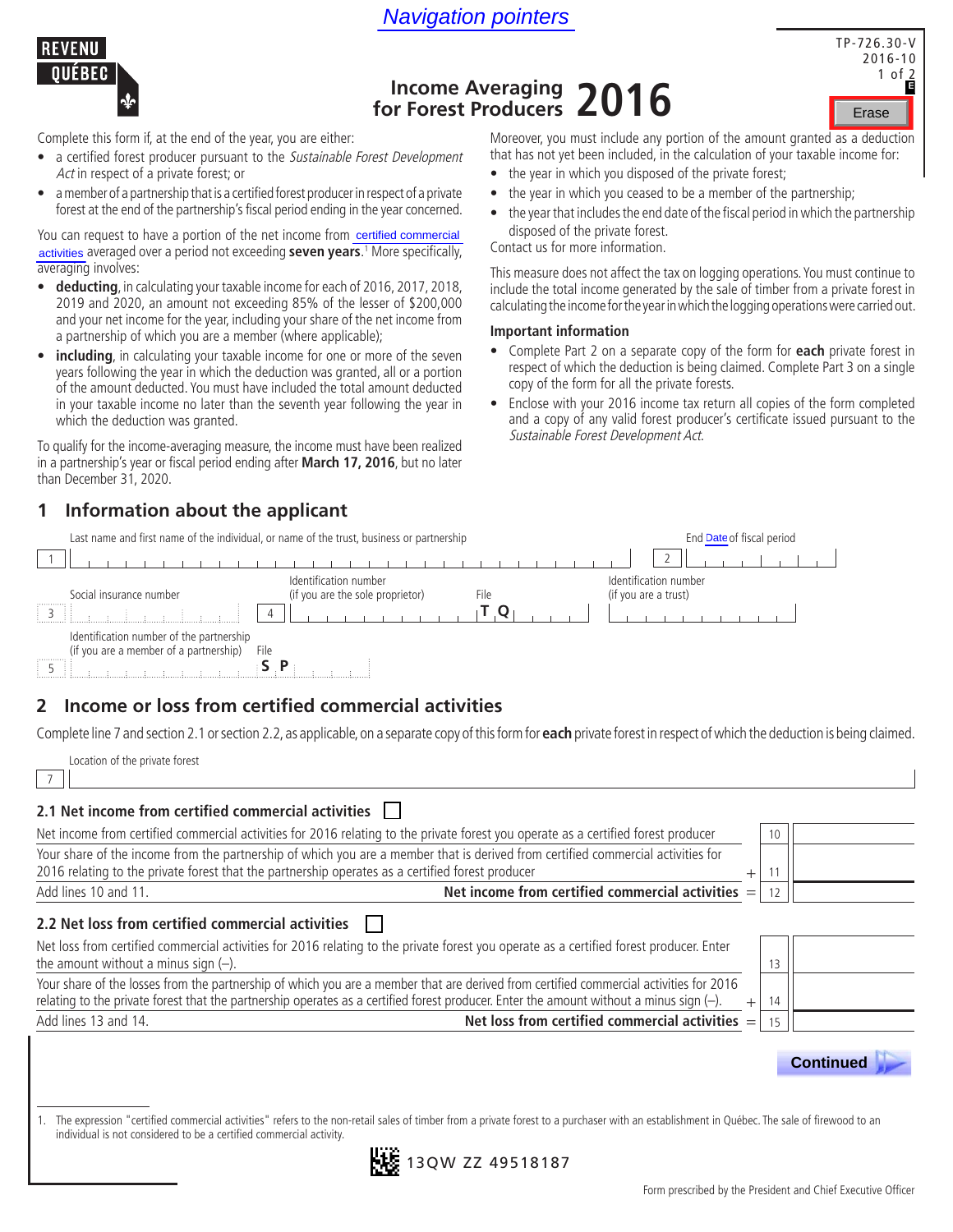Navigation pointers

REVENU QUÉBEC

TP-726.30-V 2016-10

# Income Averaging for Forest Producers 2016

Erase

Complete this form if, at the end of the year, you are either:

- a certified forest producer pursuant to the *Sustainable Forest Development Act* in respect of a private forest; or
- a member of a partnership that is a certified forest producer in respect of a private forest at the end of the partnership's fiscal period ending in the year concerned.

You can request to have a portion of the net income from certified commercial activities averaged over a period not exceeding **seven years**.[1] More specifically, averaging involves:

- **deducting**, in calculating your taxable income for each of 2016, 2017, 2018, 2019 and 2020, an amount not exceeding 85% of the lesser of $200,000 and your net income for the year, including your share of the net income from a partnership of which you are a member (where applicable);
- **including**, in calculating your taxable income for one or more of the seven years following the year in which the deduction was granted, all or a portion of the amount deducted. You must have included the total amount deducted in your taxable income no later than the seventh year following the year in which the deduction was granted.

To qualify for the income-averaging measure, the income must have been realized in a partnership's year or fiscal period ending after **March 17, 2016**, but no later than December 31, 2020.

Moreover, you must include any portion of the amount granted as a deduction that has not yet been included, in the calculation of your taxable income for:

- the year in which you disposed of the private forest;
- the year in which you ceased to be a member of the partnership;
- the year that includes the end date of the fiscal period in which the partnership disposed of the private forest.

Contact us for more information.

This measure does not affect the tax on logging operations. You must continue to include the total income generated by the sale of timber from a private forest in calculating the income for the year in which the logging operations were carried out.

**Important information**

- Complete Part 2 on a separate copy of the form for **each** private forest in respect of which the deduction is being claimed. Complete Part 3 on a single copy of the form for all the private forests.
- Enclose with your 2016 income tax return all copies of the form completed and a copy of any valid forest producer's certificate issued pursuant to the *Sustainable Forest Development Act*.

## 1 Information about the applicant

| Line | Field |
|---|---|
| 1 | Last name and first name of the individual, or name of the trust, business or partnership |
| 2 | End Date of fiscal period |
| 3 | Social insurance number |
| 4 | Identification number (if you are the sole proprietor) — File T Q |
|  | Identification number (if you are a trust) |
| 5 | Identification number of the partnership (if you are a member of a partnership) — File S P |

## 2 Income or loss from certified commercial activities

Complete line 7 and section 2.1 or section 2.2, as applicable, on a separate copy of this form for **each** private forest in respect of which the deduction is being claimed.

7 Location of the private forest

### 2.1 Net income from certified commercial activities ☐

| Description | | Line | Amount |
|---|---|---|---|
| Net income from certified commercial activities for 2016 relating to the private forest you operate as a certified forest producer | | 10 | |
| Your share of the income from the partnership of which you are a member that is derived from certified commercial activities for 2016 relating to the private forest that the partnership operates as a certified forest producer | + | 11 | |
| Add lines 10 and 11. **Net income from certified commercial activities** | = | 12 | |

### 2.2 Net loss from certified commercial activities ☐

| Description | | Line | Amount |
|---|---|---|---|
| Net loss from certified commercial activities for 2016 relating to the private forest you operate as a certified forest producer. Enter the amount without a minus sign (–). | | 13 | |
| Your share of the losses from the partnership of which you are a member that are derived from certified commercial activities for 2016 relating to the private forest that the partnership operates as a certified forest producer. Enter the amount without a minus sign (–). | + | 14 | |
| Add lines 13 and 14. **Net loss from certified commercial activities** | = | 15 | |

Continued

1. The expression "certified commercial activities" refers to the non-retail sales of timber from a private forest to a purchaser with an establishment in Québec. The sale of firewood to an individual is not considered to be a certified commercial activity.

13QW ZZ 49518187

Form prescribed by the President and Chief Executive Officer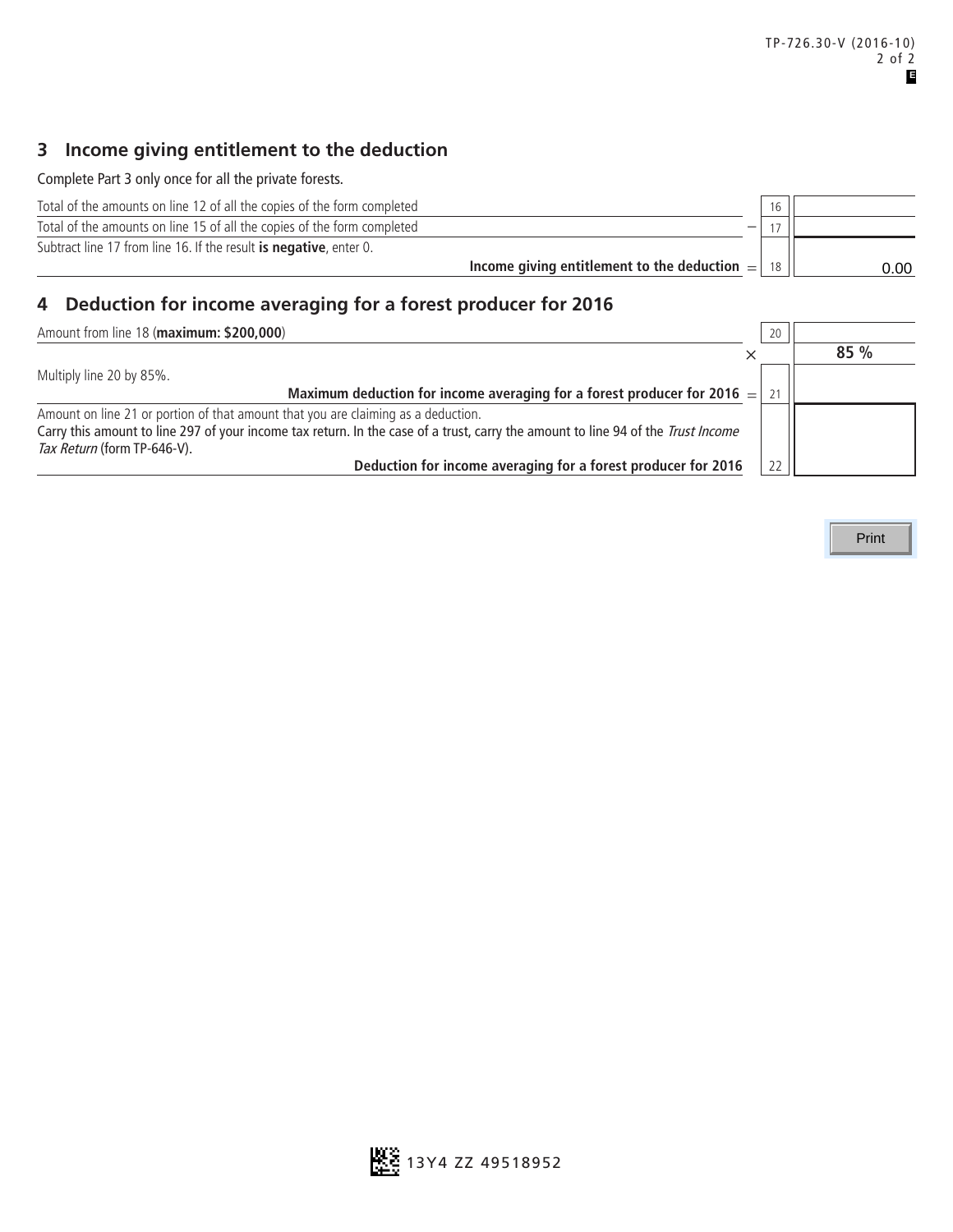## 3 Income giving entitlement to the deduction

Complete Part 3 only once for all the private forests.

| | | | |
|---|---|---|---|
| Total of the amounts on line 12 of all the copies of the form completed | | 16 | |
| Total of the amounts on line 15 of all the copies of the form completed | − | 17 | |
| Subtract line 17 from line 16. If the result **is negative**, enter 0. **Income giving entitlement to the deduction** | = | 18 | 0.00 |

## 4 Deduction for income averaging for a forest producer for 2016

| | | | |
|---|---|---|---|
| Amount from line 18 (**maximum: $200,000**) | | 20 | |
| | × | | **85 %** |
| Multiply line 20 by 85%. **Maximum deduction for income averaging for a forest producer for 2016** | = | 21 | |
| Amount on line 21 or portion of that amount that you are claiming as a deduction. Carry this amount to line 297 of your income tax return. In the case of a trust, carry the amount to line 94 of the *Trust Income Tax Return* (form TP-646-V). **Deduction for income averaging for a forest producer for 2016** | | 22 | |

Print

13Y4 ZZ 49518952